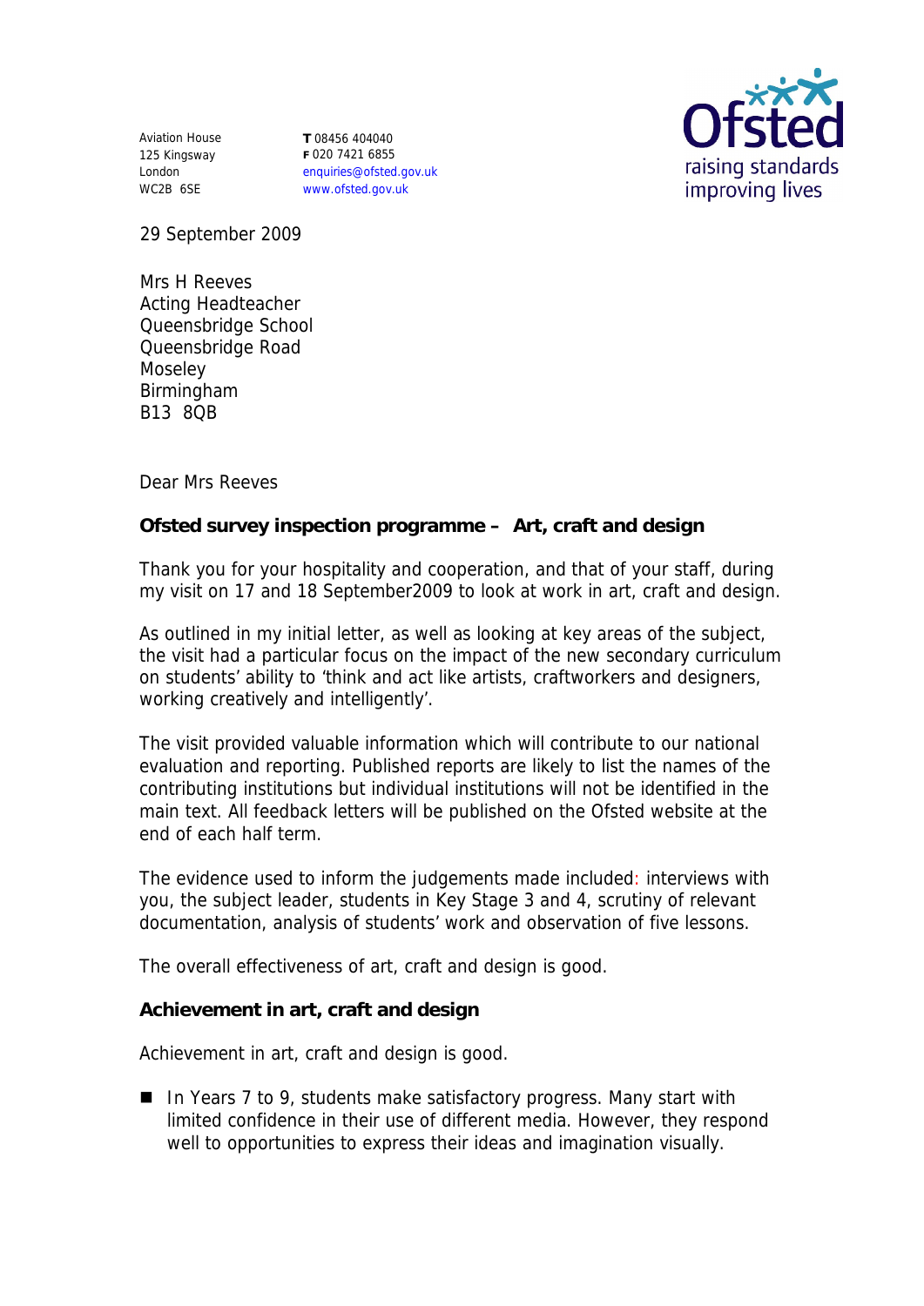Aviation House
125 Kingsway
London
WC2B 6SE

**T** 08456 404040
**F** 020 7421 6855
enquiries@ofsted.gov.uk
www.ofsted.gov.uk

Ofsted
raising standards
improving lives

29 September 2009

Mrs H Reeves
Acting Headteacher
Queensbridge School
Queensbridge Road
Moseley
Birmingham
B13 8QB

Dear Mrs Reeves

**Ofsted survey inspection programme – Art, craft and design**

Thank you for your hospitality and cooperation, and that of your staff, during my visit on 17 and 18 September2009 to look at work in art, craft and design.

As outlined in my initial letter, as well as looking at key areas of the subject, the visit had a particular focus on the impact of the new secondary curriculum on students' ability to 'think and act like artists, craftworkers and designers, working creatively and intelligently'.

The visit provided valuable information which will contribute to our national evaluation and reporting. Published reports are likely to list the names of the contributing institutions but individual institutions will not be identified in the main text. All feedback letters will be published on the Ofsted website at the end of each half term.

The evidence used to inform the judgements made included: interviews with you, the subject leader, students in Key Stage 3 and 4, scrutiny of relevant documentation, analysis of students' work and observation of five lessons.

The overall effectiveness of art, craft and design is good.

**Achievement in art, craft and design**

Achievement in art, craft and design is good.

- In Years 7 to 9, students make satisfactory progress. Many start with limited confidence in their use of different media. However, they respond well to opportunities to express their ideas and imagination visually.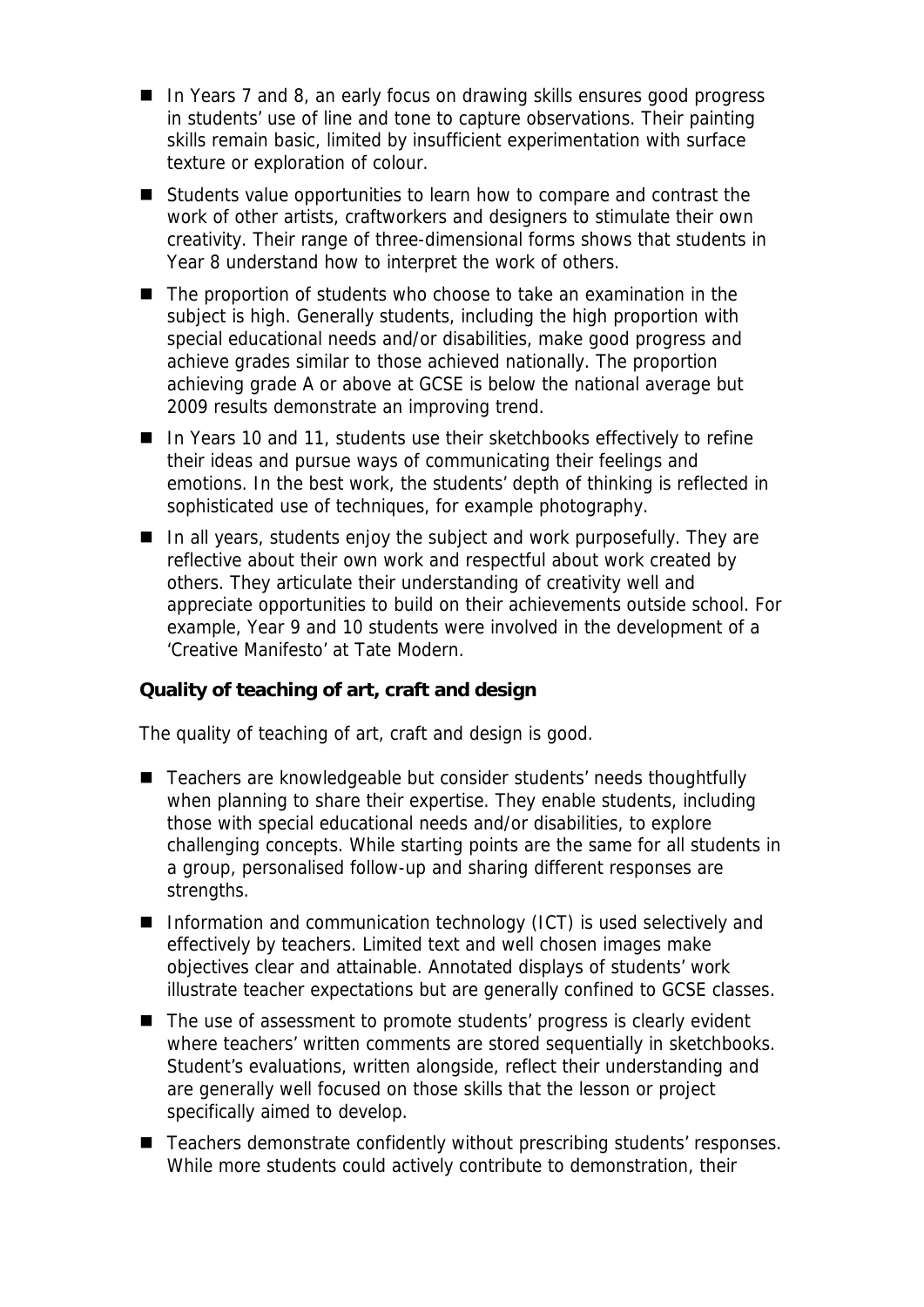- In Years 7 and 8, an early focus on drawing skills ensures good progress in students' use of line and tone to capture observations. Their painting skills remain basic, limited by insufficient experimentation with surface texture or exploration of colour.
- Students value opportunities to learn how to compare and contrast the work of other artists, craftworkers and designers to stimulate their own creativity. Their range of three-dimensional forms shows that students in Year 8 understand how to interpret the work of others.
- The proportion of students who choose to take an examination in the subject is high. Generally students, including the high proportion with special educational needs and/or disabilities, make good progress and achieve grades similar to those achieved nationally. The proportion achieving grade A or above at GCSE is below the national average but 2009 results demonstrate an improving trend.
- In Years 10 and 11, students use their sketchbooks effectively to refine their ideas and pursue ways of communicating their feelings and emotions. In the best work, the students' depth of thinking is reflected in sophisticated use of techniques, for example photography.
- In all years, students enjoy the subject and work purposefully. They are reflective about their own work and respectful about work created by others. They articulate their understanding of creativity well and appreciate opportunities to build on their achievements outside school. For example, Year 9 and 10 students were involved in the development of a 'Creative Manifesto' at Tate Modern.

**Quality of teaching of art, craft and design**

The quality of teaching of art, craft and design is good.

- Teachers are knowledgeable but consider students' needs thoughtfully when planning to share their expertise. They enable students, including those with special educational needs and/or disabilities, to explore challenging concepts. While starting points are the same for all students in a group, personalised follow-up and sharing different responses are strengths.
- Information and communication technology (ICT) is used selectively and effectively by teachers. Limited text and well chosen images make objectives clear and attainable. Annotated displays of students' work illustrate teacher expectations but are generally confined to GCSE classes.
- The use of assessment to promote students' progress is clearly evident where teachers' written comments are stored sequentially in sketchbooks. Student's evaluations, written alongside, reflect their understanding and are generally well focused on those skills that the lesson or project specifically aimed to develop.
- Teachers demonstrate confidently without prescribing students' responses. While more students could actively contribute to demonstration, their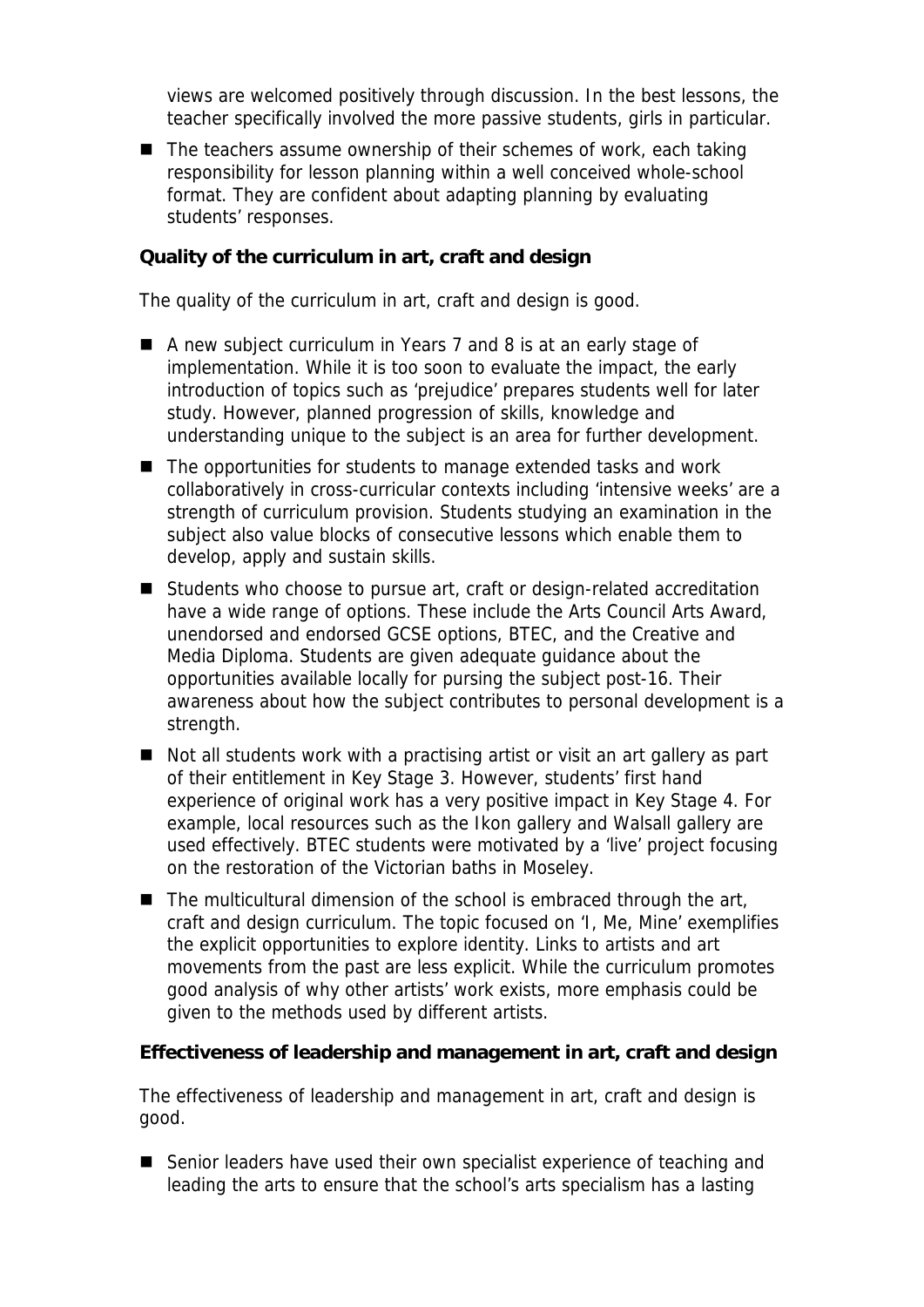views are welcomed positively through discussion. In the best lessons, the teacher specifically involved the more passive students, girls in particular.

- The teachers assume ownership of their schemes of work, each taking responsibility for lesson planning within a well conceived whole-school format. They are confident about adapting planning by evaluating students' responses.

**Quality of the curriculum in art, craft and design**

The quality of the curriculum in art, craft and design is good.

- A new subject curriculum in Years 7 and 8 is at an early stage of implementation. While it is too soon to evaluate the impact, the early introduction of topics such as 'prejudice' prepares students well for later study. However, planned progression of skills, knowledge and understanding unique to the subject is an area for further development.
- The opportunities for students to manage extended tasks and work collaboratively in cross-curricular contexts including 'intensive weeks' are a strength of curriculum provision. Students studying an examination in the subject also value blocks of consecutive lessons which enable them to develop, apply and sustain skills.
- Students who choose to pursue art, craft or design-related accreditation have a wide range of options. These include the Arts Council Arts Award, unendorsed and endorsed GCSE options, BTEC, and the Creative and Media Diploma. Students are given adequate guidance about the opportunities available locally for pursing the subject post-16. Their awareness about how the subject contributes to personal development is a strength.
- Not all students work with a practising artist or visit an art gallery as part of their entitlement in Key Stage 3. However, students' first hand experience of original work has a very positive impact in Key Stage 4. For example, local resources such as the Ikon gallery and Walsall gallery are used effectively. BTEC students were motivated by a 'live' project focusing on the restoration of the Victorian baths in Moseley.
- The multicultural dimension of the school is embraced through the art, craft and design curriculum. The topic focused on 'I, Me, Mine' exemplifies the explicit opportunities to explore identity. Links to artists and art movements from the past are less explicit. While the curriculum promotes good analysis of why other artists' work exists, more emphasis could be given to the methods used by different artists.

**Effectiveness of leadership and management in art, craft and design**

The effectiveness of leadership and management in art, craft and design is good.

- Senior leaders have used their own specialist experience of teaching and leading the arts to ensure that the school's arts specialism has a lasting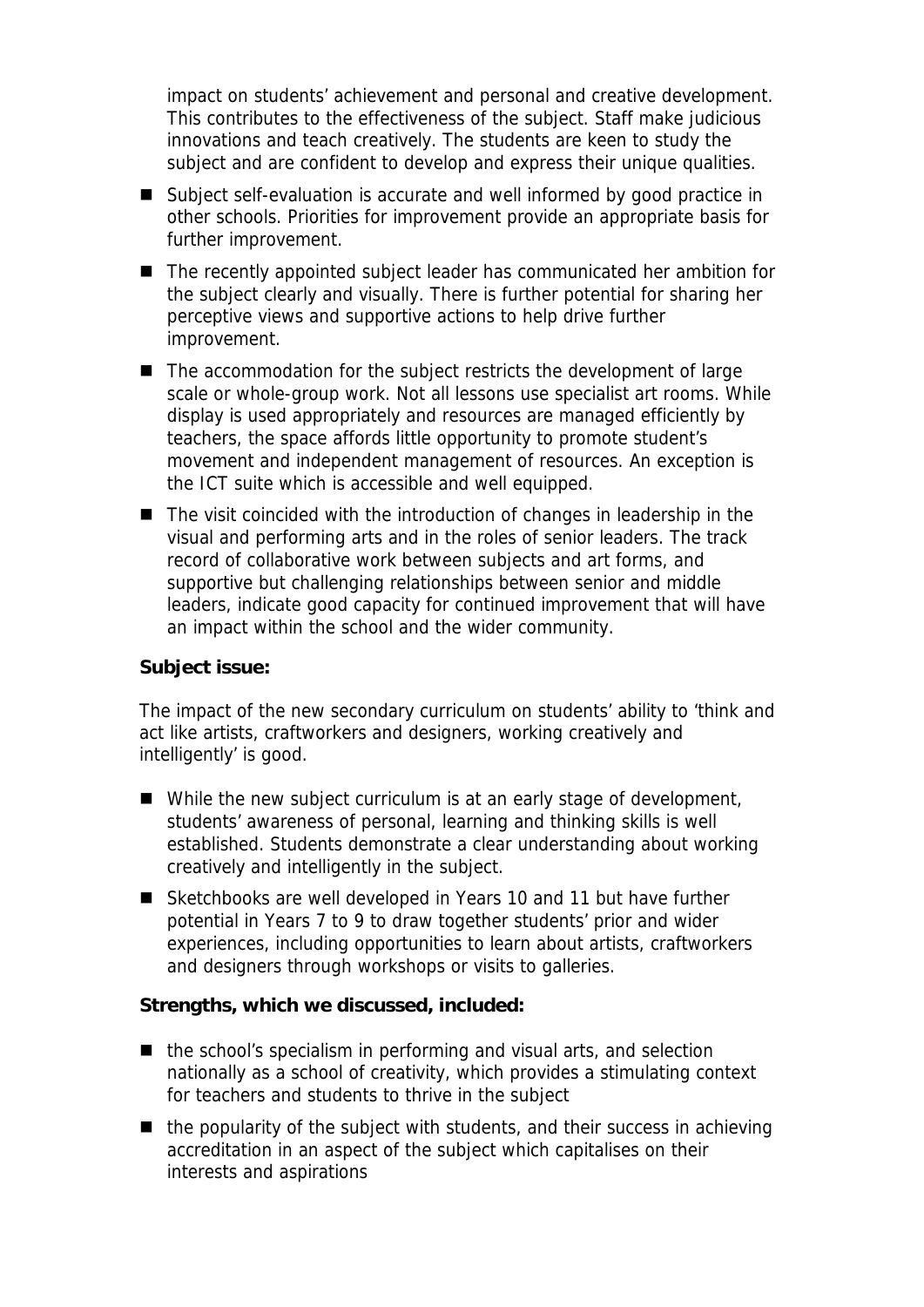impact on students' achievement and personal and creative development. This contributes to the effectiveness of the subject. Staff make judicious innovations and teach creatively. The students are keen to study the subject and are confident to develop and express their unique qualities.

- Subject self-evaluation is accurate and well informed by good practice in other schools. Priorities for improvement provide an appropriate basis for further improvement.
- The recently appointed subject leader has communicated her ambition for the subject clearly and visually. There is further potential for sharing her perceptive views and supportive actions to help drive further improvement.
- The accommodation for the subject restricts the development of large scale or whole-group work. Not all lessons use specialist art rooms. While display is used appropriately and resources are managed efficiently by teachers, the space affords little opportunity to promote student's movement and independent management of resources. An exception is the ICT suite which is accessible and well equipped.
- The visit coincided with the introduction of changes in leadership in the visual and performing arts and in the roles of senior leaders. The track record of collaborative work between subjects and art forms, and supportive but challenging relationships between senior and middle leaders, indicate good capacity for continued improvement that will have an impact within the school and the wider community.

**Subject issue:**

The impact of the new secondary curriculum on students' ability to 'think and act like artists, craftworkers and designers, working creatively and intelligently' is good.

- While the new subject curriculum is at an early stage of development, students' awareness of personal, learning and thinking skills is well established. Students demonstrate a clear understanding about working creatively and intelligently in the subject.
- Sketchbooks are well developed in Years 10 and 11 but have further potential in Years 7 to 9 to draw together students' prior and wider experiences, including opportunities to learn about artists, craftworkers and designers through workshops or visits to galleries.

**Strengths, which we discussed, included:**

- the school's specialism in performing and visual arts, and selection nationally as a school of creativity, which provides a stimulating context for teachers and students to thrive in the subject
- the popularity of the subject with students, and their success in achieving accreditation in an aspect of the subject which capitalises on their interests and aspirations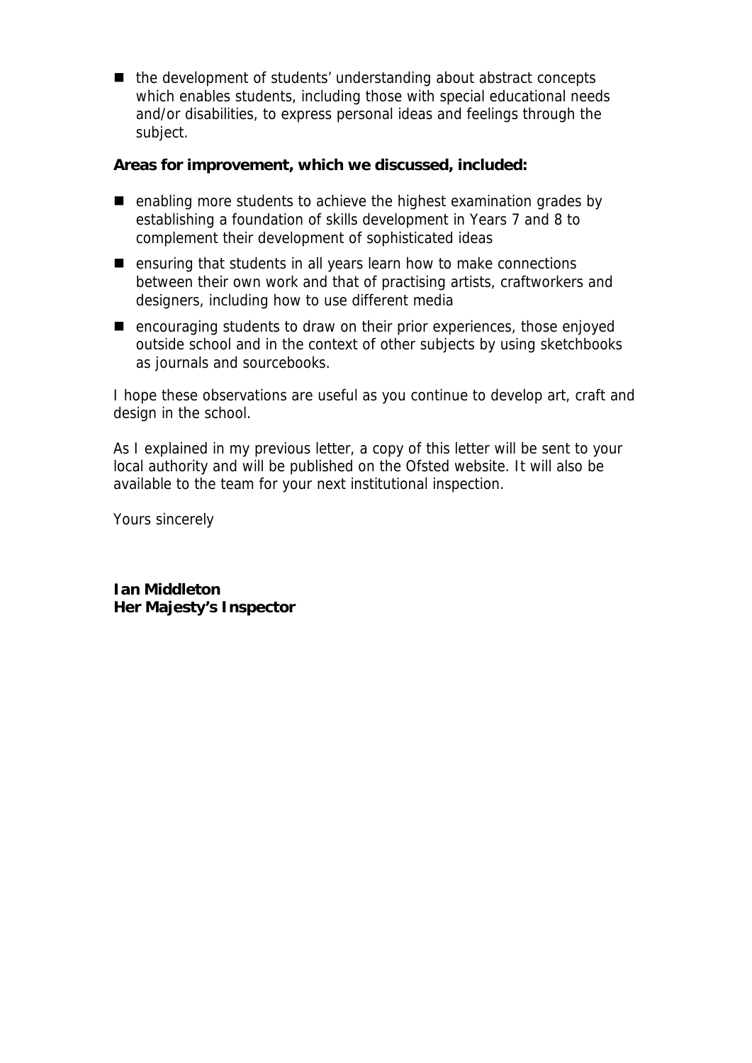- the development of students' understanding about abstract concepts which enables students, including those with special educational needs and/or disabilities, to express personal ideas and feelings through the subject.

**Areas for improvement, which we discussed, included:**

- enabling more students to achieve the highest examination grades by establishing a foundation of skills development in Years 7 and 8 to complement their development of sophisticated ideas
- ensuring that students in all years learn how to make connections between their own work and that of practising artists, craftworkers and designers, including how to use different media
- encouraging students to draw on their prior experiences, those enjoyed outside school and in the context of other subjects by using sketchbooks as journals and sourcebooks.

I hope these observations are useful as you continue to develop art, craft and design in the school.

As I explained in my previous letter, a copy of this letter will be sent to your local authority and will be published on the Ofsted website. It will also be available to the team for your next institutional inspection.

Yours sincerely

**Ian Middleton**
**Her Majesty's Inspector**